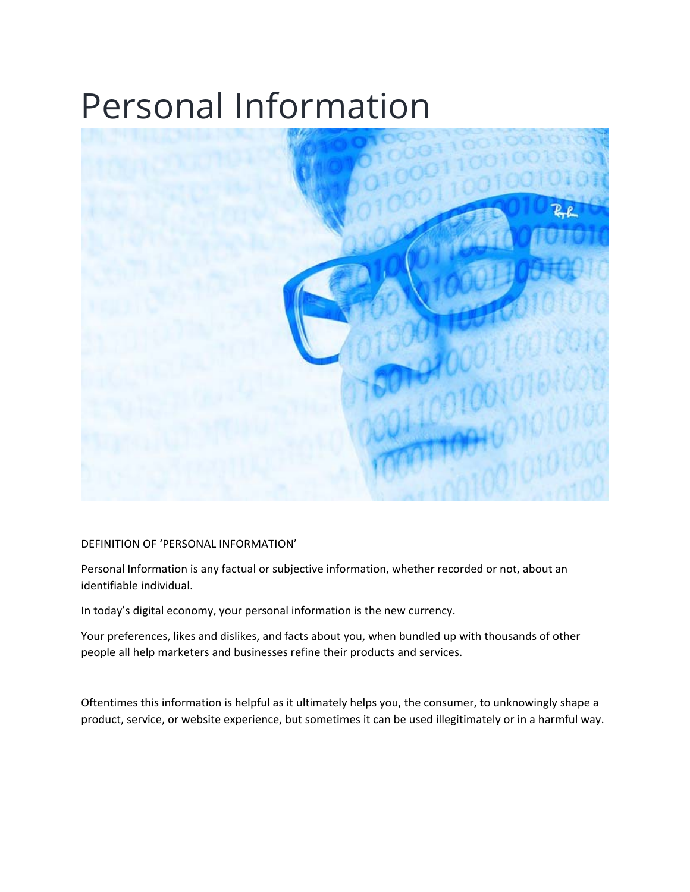# Personal Information

DEFINITION OF 'PERSONAL INFORMATION'

Personal Information is any factual or subjective information, whether recorded or not, about an identifiable individual.

In today's digital economy, your personal information is the new currency.

Your preferences, likes and dislikes, and facts about you, when bundled up with thousands of other people all help marketers and businesses refine their products and services.

Oftentimes this information is helpful as it ultimately helps you, the consumer, to unknowingly shape a product, service, or website experience, but sometimes it can be used illegitimately or in a harmful way.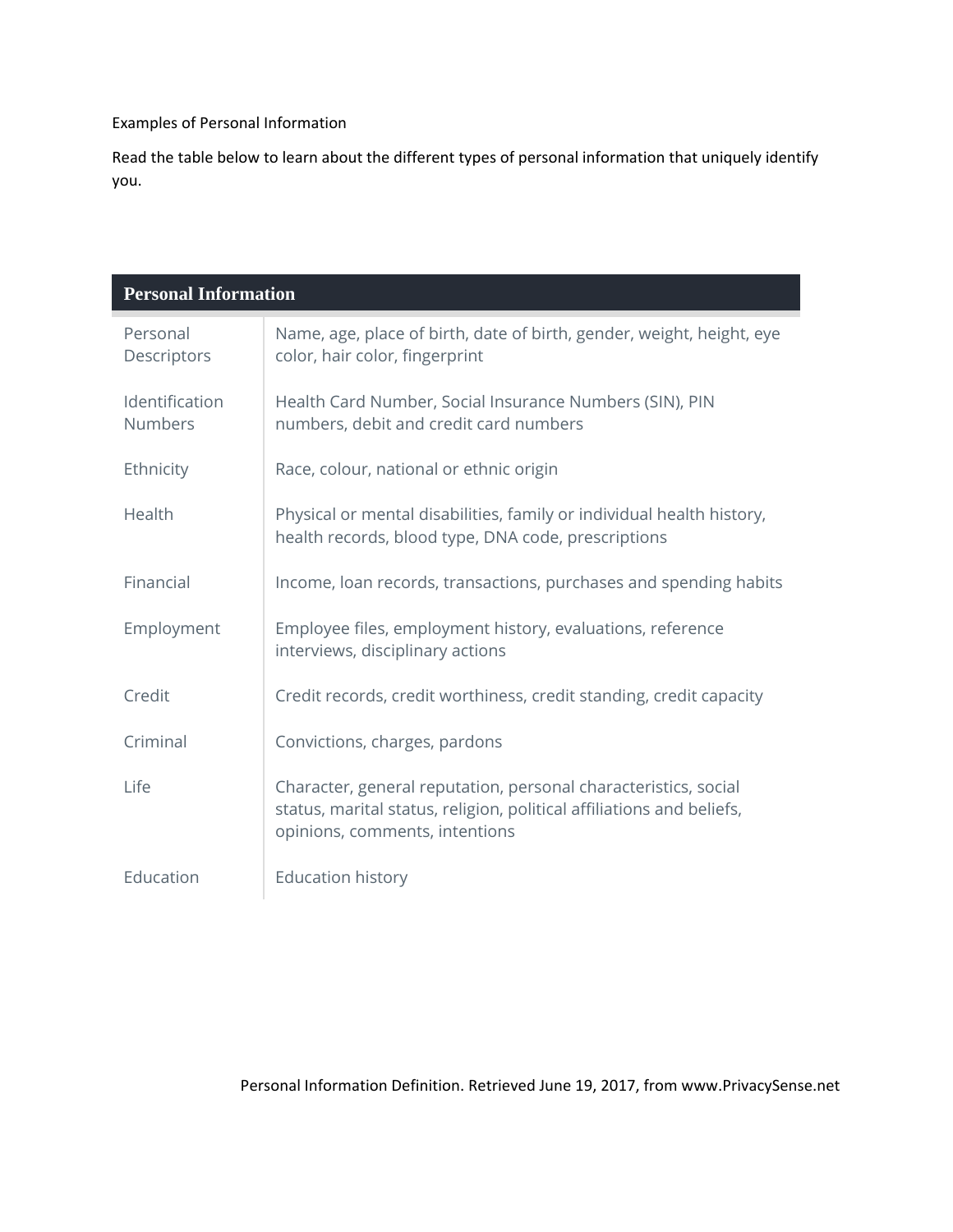Examples of Personal Information

Read the table below to learn about the different types of personal information that uniquely identify you.

| **Personal Information** | |
|---|---|
| Personal Descriptors | Name, age, place of birth, date of birth, gender, weight, height, eye color, hair color, fingerprint |
| Identification Numbers | Health Card Number, Social Insurance Numbers (SIN), PIN numbers, debit and credit card numbers |
| Ethnicity | Race, colour, national or ethnic origin |
| Health | Physical or mental disabilities, family or individual health history, health records, blood type, DNA code, prescriptions |
| Financial | Income, loan records, transactions, purchases and spending habits |
| Employment | Employee files, employment history, evaluations, reference interviews, disciplinary actions |
| Credit | Credit records, credit worthiness, credit standing, credit capacity |
| Criminal | Convictions, charges, pardons |
| Life | Character, general reputation, personal characteristics, social status, marital status, religion, political affiliations and beliefs, opinions, comments, intentions |
| Education | Education history |

Personal Information Definition. Retrieved June 19, 2017, from www.PrivacySense.net